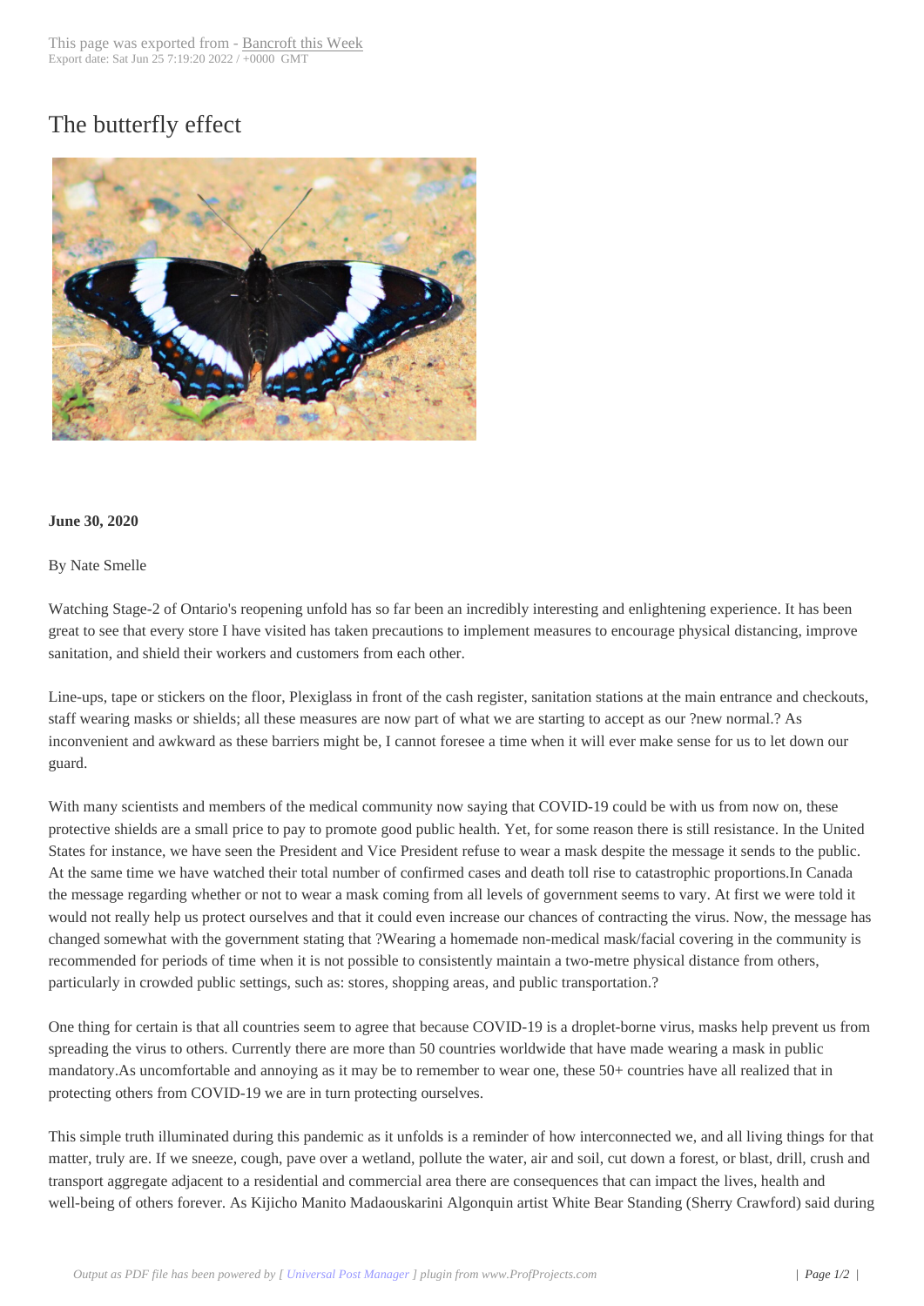# The butterfly effect

**June 30, 2020**

By Nate Smelle

Watching Stage-2 of Ontario's reopening unfold has so far been an incredibly interesting and enlightening experience. It has been great to see that every store I have visited has taken precautions to implement measures to encourage physical distancing, improve sanitation, and shield their workers and customers from each other.

Line-ups, tape or stickers on the floor, Plexiglass in front of the cash register, sanitation stations at the main entrance and checkouts, staff wearing masks or shields; all these measures are now part of what we are starting to accept as our ?new normal.? As inconvenient and awkward as these barriers might be, I cannot foresee a time when it will ever make sense for us to let down our guard.

With many scientists and members of the medical community now saying that COVID-19 could be with us from now on, these protective shields are a small price to pay to promote good public health. Yet, for some reason there is still resistance. In the United States for instance, we have seen the President and Vice President refuse to wear a mask despite the message it sends to the public. At the same time we have watched their total number of confirmed cases and death toll rise to catastrophic proportions.In Canada the message regarding whether or not to wear a mask coming from all levels of government seems to vary. At first we were told it would not really help us protect ourselves and that it could even increase our chances of contracting the virus. Now, the message has changed somewhat with the government stating that ?Wearing a homemade non-medical mask/facial covering in the community is recommended for periods of time when it is not possible to consistently maintain a two-metre physical distance from others, particularly in crowded public settings, such as: stores, shopping areas, and public transportation.?

One thing for certain is that all countries seem to agree that because COVID-19 is a droplet-borne virus, masks help prevent us from spreading the virus to others. Currently there are more than 50 countries worldwide that have made wearing a mask in public mandatory.As uncomfortable and annoying as it may be to remember to wear one, these 50+ countries have all realized that in protecting others from COVID-19 we are in turn protecting ourselves.

This simple truth illuminated during this pandemic as it unfolds is a reminder of how interconnected we, and all living things for that matter, truly are. If we sneeze, cough, pave over a wetland, pollute the water, air and soil, cut down a forest, or blast, drill, crush and transport aggregate adjacent to a residential and commercial area there are consequences that can impact the lives, health and well-being of others forever. As Kijicho Manito Madaouskarini Algonquin artist White Bear Standing (Sherry Crawford) said during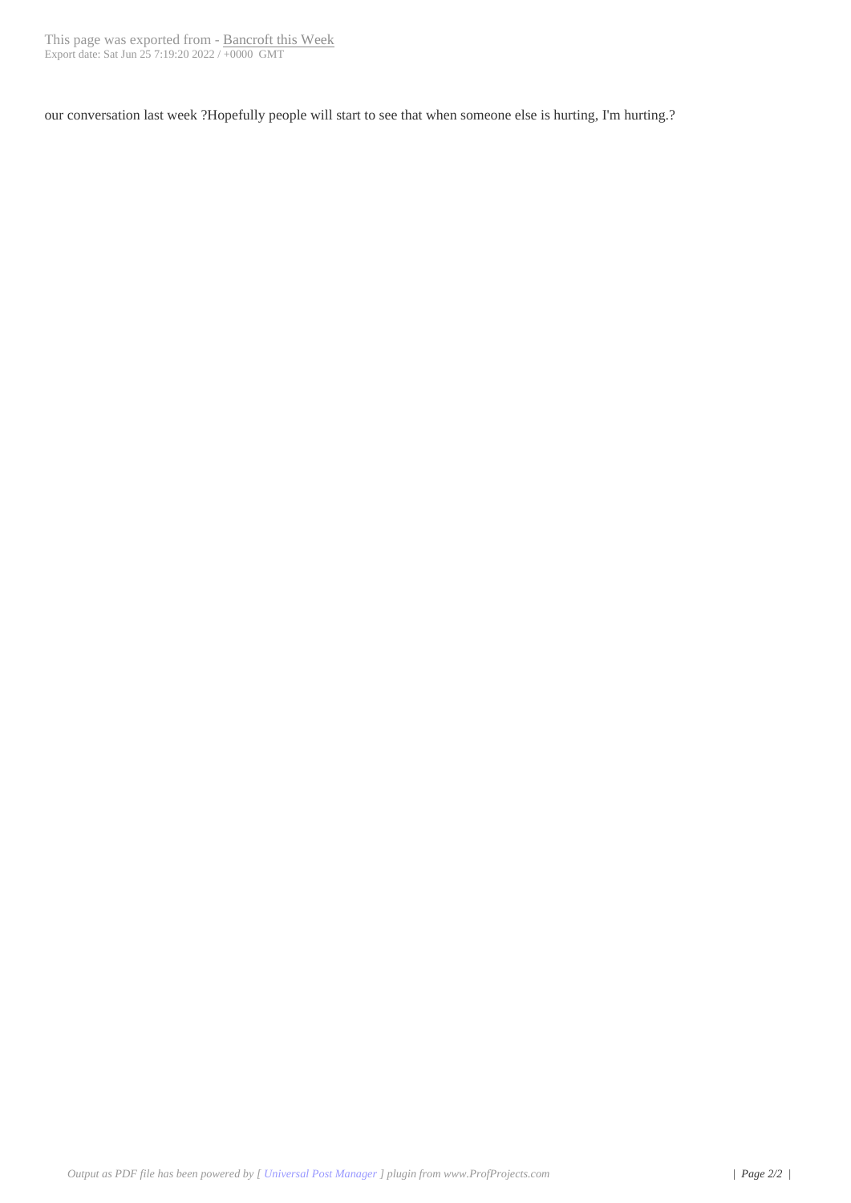our conversation last week ?Hopefully people will start to see that when someone else is hurting, I'm hurting.?